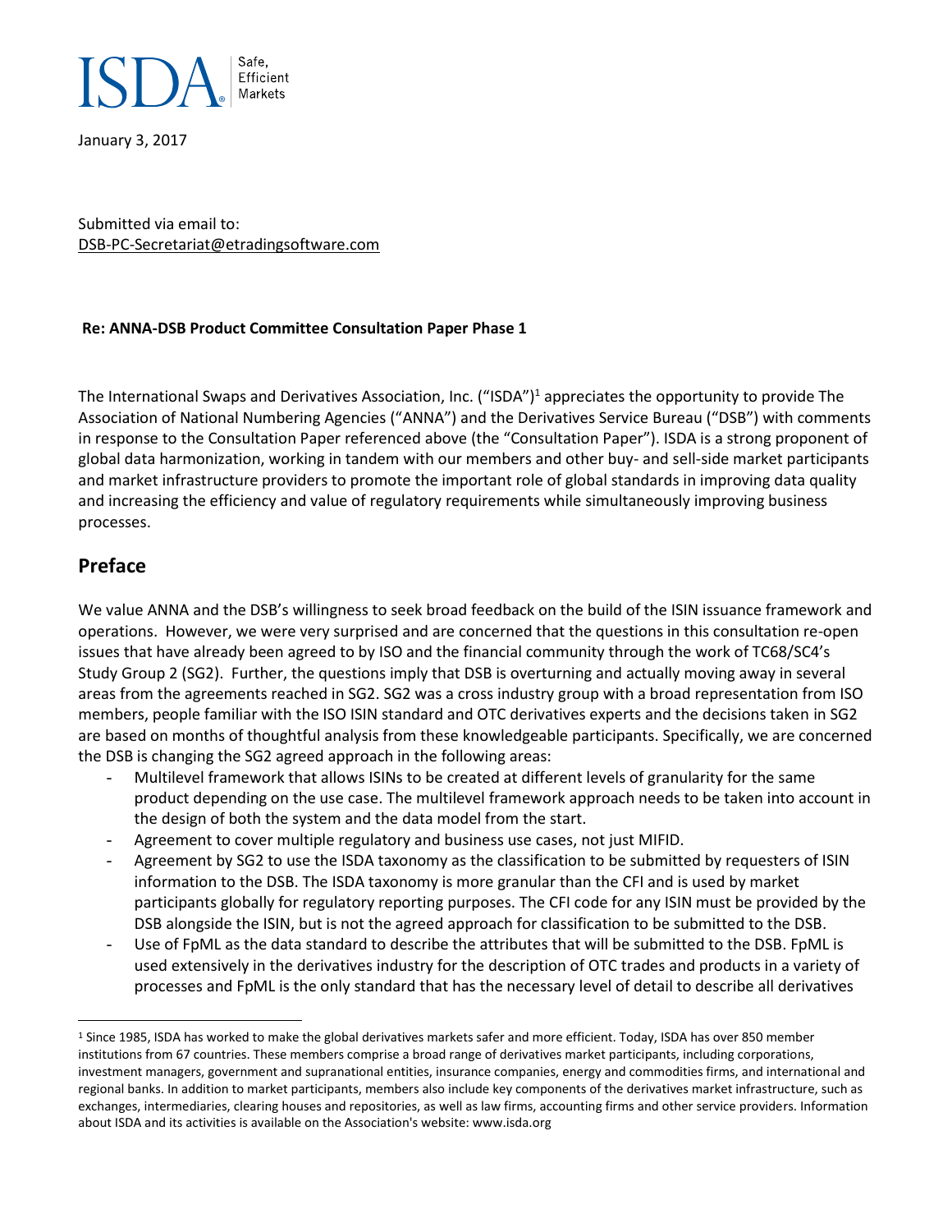ISDA Safe, Efficient Markets

January 3, 2017

Submitted via email to:
DSB-PC-Secretariat@etradingsoftware.com

**Re: ANNA-DSB Product Committee Consultation Paper Phase 1**

The International Swaps and Derivatives Association, Inc. ("ISDA")[1] appreciates the opportunity to provide The Association of National Numbering Agencies ("ANNA") and the Derivatives Service Bureau ("DSB") with comments in response to the Consultation Paper referenced above (the "Consultation Paper"). ISDA is a strong proponent of global data harmonization, working in tandem with our members and other buy- and sell-side market participants and market infrastructure providers to promote the important role of global standards in improving data quality and increasing the efficiency and value of regulatory requirements while simultaneously improving business processes.

## Preface

We value ANNA and the DSB's willingness to seek broad feedback on the build of the ISIN issuance framework and operations. However, we were very surprised and are concerned that the questions in this consultation re-open issues that have already been agreed to by ISO and the financial community through the work of TC68/SC4's Study Group 2 (SG2). Further, the questions imply that DSB is overturning and actually moving away in several areas from the agreements reached in SG2. SG2 was a cross industry group with a broad representation from ISO members, people familiar with the ISO ISIN standard and OTC derivatives experts and the decisions taken in SG2 are based on months of thoughtful analysis from these knowledgeable participants. Specifically, we are concerned the DSB is changing the SG2 agreed approach in the following areas:

- Multilevel framework that allows ISINs to be created at different levels of granularity for the same product depending on the use case. The multilevel framework approach needs to be taken into account in the design of both the system and the data model from the start.
- Agreement to cover multiple regulatory and business use cases, not just MIFID.
- Agreement by SG2 to use the ISDA taxonomy as the classification to be submitted by requesters of ISIN information to the DSB. The ISDA taxonomy is more granular than the CFI and is used by market participants globally for regulatory reporting purposes. The CFI code for any ISIN must be provided by the DSB alongside the ISIN, but is not the agreed approach for classification to be submitted to the DSB.
- Use of FpML as the data standard to describe the attributes that will be submitted to the DSB. FpML is used extensively in the derivatives industry for the description of OTC trades and products in a variety of processes and FpML is the only standard that has the necessary level of detail to describe all derivatives

---

[1] Since 1985, ISDA has worked to make the global derivatives markets safer and more efficient. Today, ISDA has over 850 member institutions from 67 countries. These members comprise a broad range of derivatives market participants, including corporations, investment managers, government and supranational entities, insurance companies, energy and commodities firms, and international and regional banks. In addition to market participants, members also include key components of the derivatives market infrastructure, such as exchanges, intermediaries, clearing houses and repositories, as well as law firms, accounting firms and other service providers. Information about ISDA and its activities is available on the Association's website: www.isda.org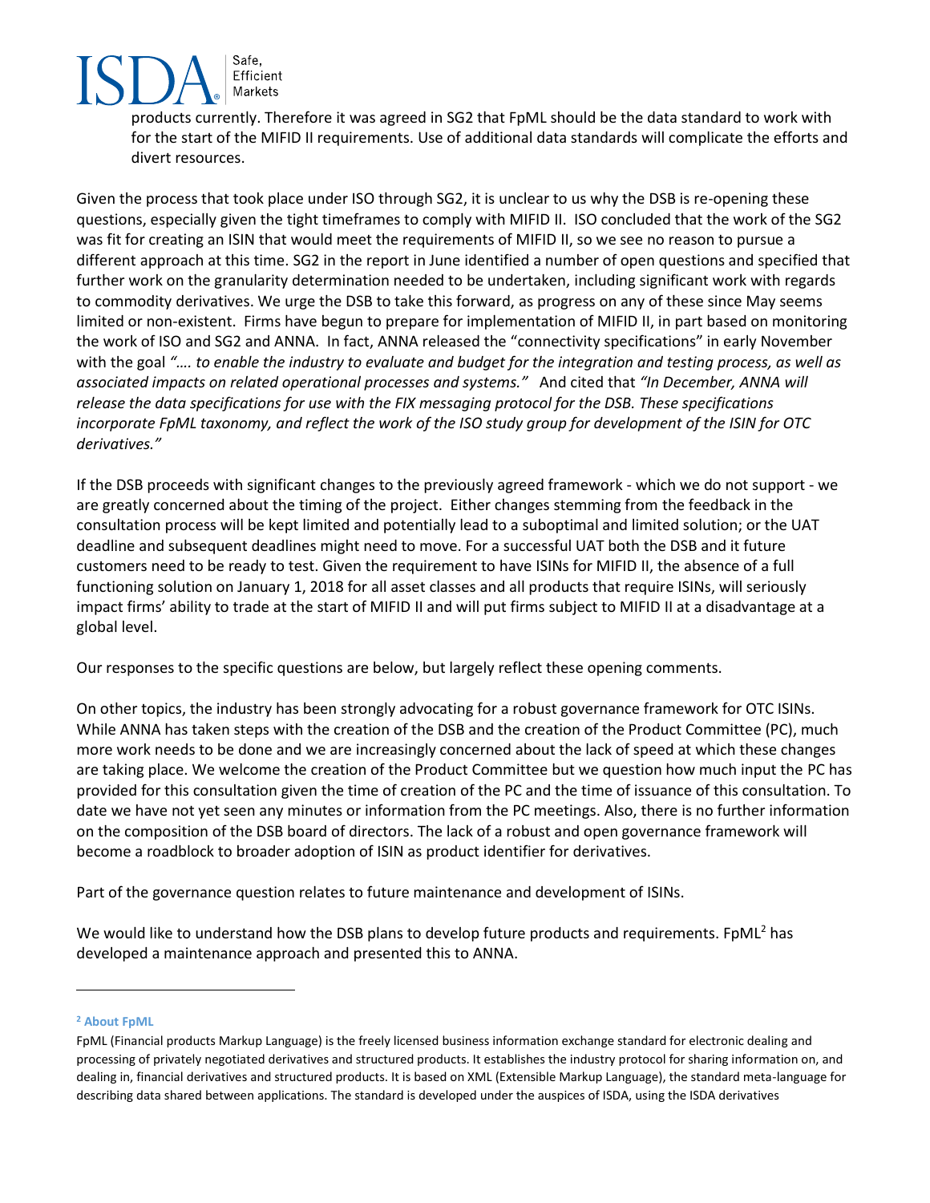products currently. Therefore it was agreed in SG2 that FpML should be the data standard to work with for the start of the MIFID II requirements. Use of additional data standards will complicate the efforts and divert resources.

Given the process that took place under ISO through SG2, it is unclear to us why the DSB is re-opening these questions, especially given the tight timeframes to comply with MIFID II. ISO concluded that the work of the SG2 was fit for creating an ISIN that would meet the requirements of MIFID II, so we see no reason to pursue a different approach at this time. SG2 in the report in June identified a number of open questions and specified that further work on the granularity determination needed to be undertaken, including significant work with regards to commodity derivatives. We urge the DSB to take this forward, as progress on any of these since May seems limited or non-existent. Firms have begun to prepare for implementation of MIFID II, in part based on monitoring the work of ISO and SG2 and ANNA. In fact, ANNA released the "connectivity specifications" in early November with the goal *"…. to enable the industry to evaluate and budget for the integration and testing process, as well as associated impacts on related operational processes and systems."* And cited that *"In December, ANNA will release the data specifications for use with the FIX messaging protocol for the DSB. These specifications incorporate FpML taxonomy, and reflect the work of the ISO study group for development of the ISIN for OTC derivatives."*

If the DSB proceeds with significant changes to the previously agreed framework - which we do not support - we are greatly concerned about the timing of the project. Either changes stemming from the feedback in the consultation process will be kept limited and potentially lead to a suboptimal and limited solution; or the UAT deadline and subsequent deadlines might need to move. For a successful UAT both the DSB and it future customers need to be ready to test. Given the requirement to have ISINs for MIFID II, the absence of a full functioning solution on January 1, 2018 for all asset classes and all products that require ISINs, will seriously impact firms' ability to trade at the start of MIFID II and will put firms subject to MIFID II at a disadvantage at a global level.

Our responses to the specific questions are below, but largely reflect these opening comments.

On other topics, the industry has been strongly advocating for a robust governance framework for OTC ISINs. While ANNA has taken steps with the creation of the DSB and the creation of the Product Committee (PC), much more work needs to be done and we are increasingly concerned about the lack of speed at which these changes are taking place. We welcome the creation of the Product Committee but we question how much input the PC has provided for this consultation given the time of creation of the PC and the time of issuance of this consultation. To date we have not yet seen any minutes or information from the PC meetings. Also, there is no further information on the composition of the DSB board of directors. The lack of a robust and open governance framework will become a roadblock to broader adoption of ISIN as product identifier for derivatives.

Part of the governance question relates to future maintenance and development of ISINs.

We would like to understand how the DSB plans to develop future products and requirements. FpML[2] has developed a maintenance approach and presented this to ANNA.

---

[2] **About FpML**

FpML (Financial products Markup Language) is the freely licensed business information exchange standard for electronic dealing and processing of privately negotiated derivatives and structured products. It establishes the industry protocol for sharing information on, and dealing in, financial derivatives and structured products. It is based on XML (Extensible Markup Language), the standard meta-language for describing data shared between applications. The standard is developed under the auspices of ISDA, using the ISDA derivatives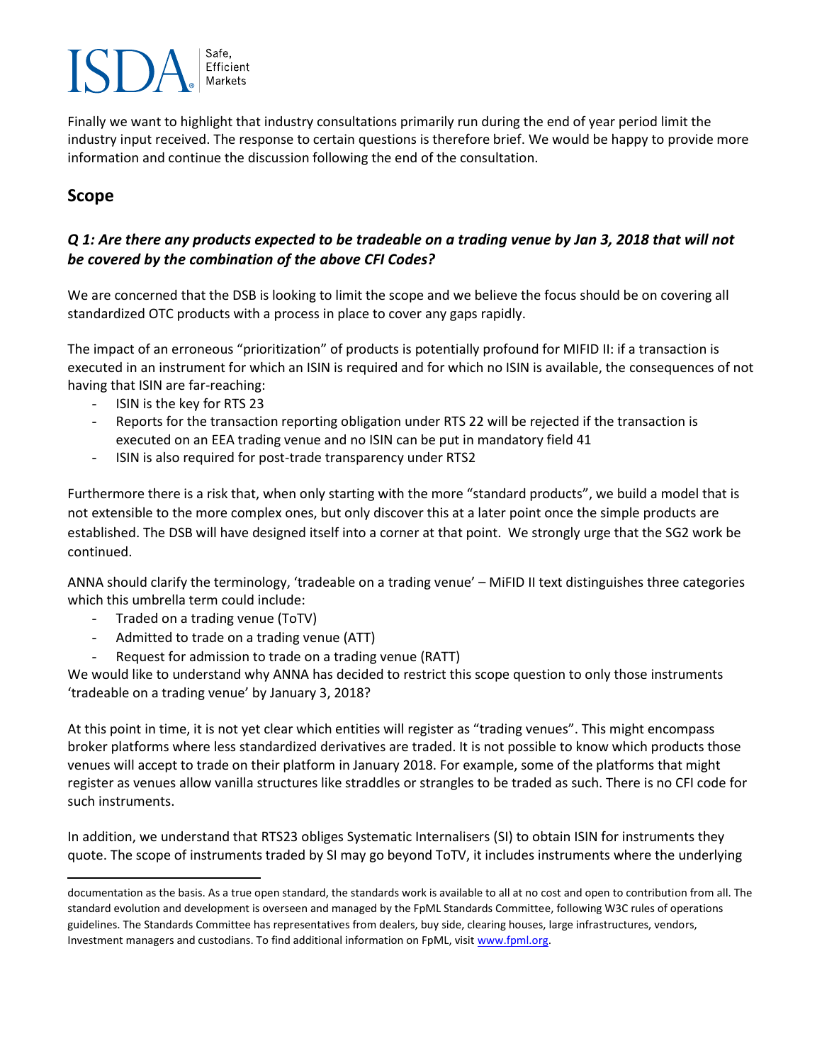Finally we want to highlight that industry consultations primarily run during the end of year period limit the industry input received. The response to certain questions is therefore brief. We would be happy to provide more information and continue the discussion following the end of the consultation.

## Scope

### *Q 1: Are there any products expected to be tradeable on a trading venue by Jan 3, 2018 that will not be covered by the combination of the above CFI Codes?*

We are concerned that the DSB is looking to limit the scope and we believe the focus should be on covering all standardized OTC products with a process in place to cover any gaps rapidly.

The impact of an erroneous "prioritization" of products is potentially profound for MIFID II: if a transaction is executed in an instrument for which an ISIN is required and for which no ISIN is available, the consequences of not having that ISIN are far-reaching:

- ISIN is the key for RTS 23
- Reports for the transaction reporting obligation under RTS 22 will be rejected if the transaction is executed on an EEA trading venue and no ISIN can be put in mandatory field 41
- ISIN is also required for post-trade transparency under RTS2

Furthermore there is a risk that, when only starting with the more "standard products", we build a model that is not extensible to the more complex ones, but only discover this at a later point once the simple products are established. The DSB will have designed itself into a corner at that point. We strongly urge that the SG2 work be continued.

ANNA should clarify the terminology, 'tradeable on a trading venue' – MiFID II text distinguishes three categories which this umbrella term could include:

- Traded on a trading venue (ToTV)
- Admitted to trade on a trading venue (ATT)
- Request for admission to trade on a trading venue (RATT)

We would like to understand why ANNA has decided to restrict this scope question to only those instruments 'tradeable on a trading venue' by January 3, 2018?

At this point in time, it is not yet clear which entities will register as "trading venues". This might encompass broker platforms where less standardized derivatives are traded. It is not possible to know which products those venues will accept to trade on their platform in January 2018. For example, some of the platforms that might register as venues allow vanilla structures like straddles or strangles to be traded as such. There is no CFI code for such instruments.

In addition, we understand that RTS23 obliges Systematic Internalisers (SI) to obtain ISIN for instruments they quote. The scope of instruments traded by SI may go beyond ToTV, it includes instruments where the underlying

---

documentation as the basis. As a true open standard, the standards work is available to all at no cost and open to contribution from all. The standard evolution and development is overseen and managed by the FpML Standards Committee, following W3C rules of operations guidelines. The Standards Committee has representatives from dealers, buy side, clearing houses, large infrastructures, vendors, Investment managers and custodians. To find additional information on FpML, visit www.fpml.org.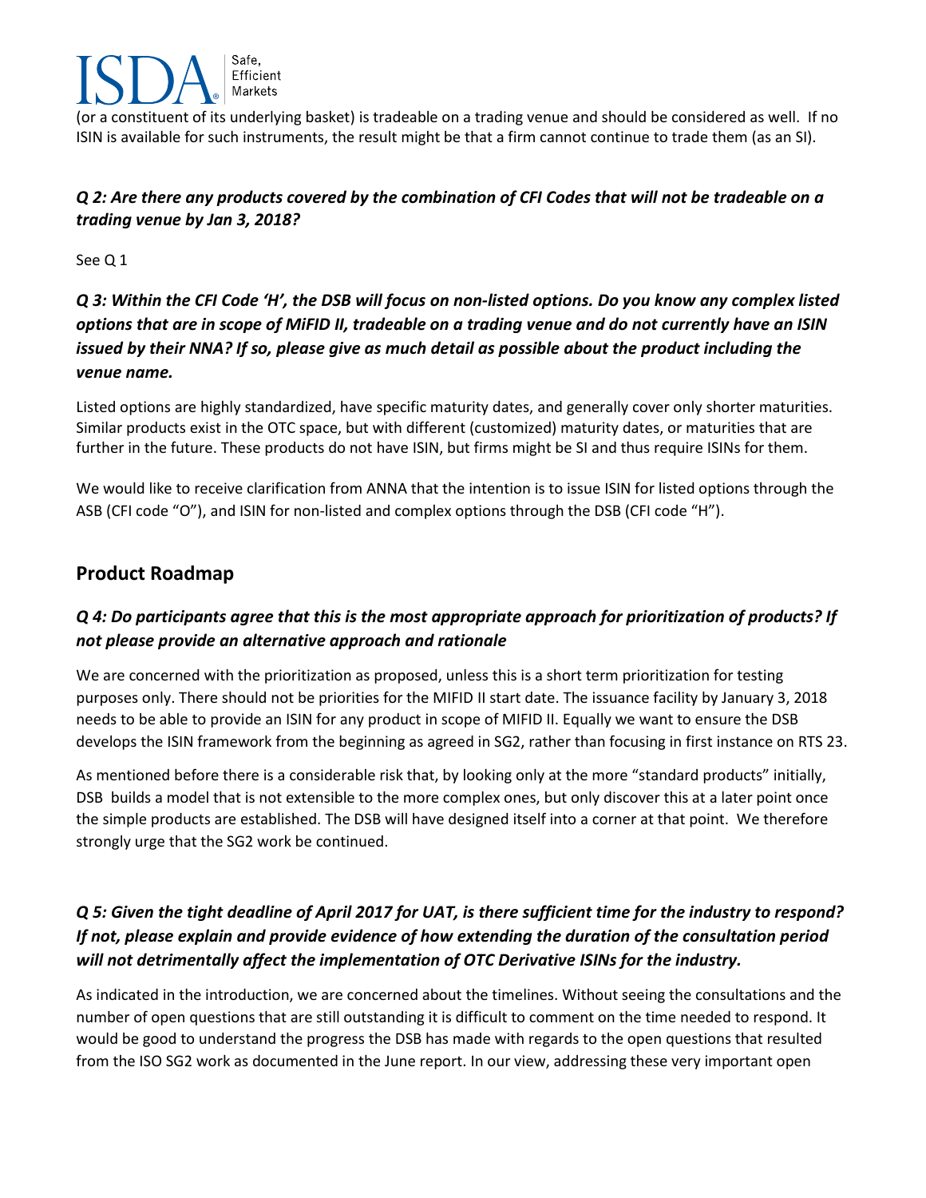(or a constituent of its underlying basket) is tradeable on a trading venue and should be considered as well. If no ISIN is available for such instruments, the result might be that a firm cannot continue to trade them (as an SI).

***Q 2: Are there any products covered by the combination of CFI Codes that will not be tradeable on a trading venue by Jan 3, 2018?***

See Q 1

***Q 3: Within the CFI Code 'H', the DSB will focus on non-listed options. Do you know any complex listed options that are in scope of MiFID II, tradeable on a trading venue and do not currently have an ISIN issued by their NNA? If so, please give as much detail as possible about the product including the venue name.***

Listed options are highly standardized, have specific maturity dates, and generally cover only shorter maturities. Similar products exist in the OTC space, but with different (customized) maturity dates, or maturities that are further in the future. These products do not have ISIN, but firms might be SI and thus require ISINs for them.

We would like to receive clarification from ANNA that the intention is to issue ISIN for listed options through the ASB (CFI code "O"), and ISIN for non-listed and complex options through the DSB (CFI code "H").

## Product Roadmap

***Q 4: Do participants agree that this is the most appropriate approach for prioritization of products? If not please provide an alternative approach and rationale***

We are concerned with the prioritization as proposed, unless this is a short term prioritization for testing purposes only. There should not be priorities for the MIFID II start date. The issuance facility by January 3, 2018 needs to be able to provide an ISIN for any product in scope of MIFID II. Equally we want to ensure the DSB develops the ISIN framework from the beginning as agreed in SG2, rather than focusing in first instance on RTS 23.

As mentioned before there is a considerable risk that, by looking only at the more "standard products" initially, DSB builds a model that is not extensible to the more complex ones, but only discover this at a later point once the simple products are established. The DSB will have designed itself into a corner at that point. We therefore strongly urge that the SG2 work be continued.

***Q 5: Given the tight deadline of April 2017 for UAT, is there sufficient time for the industry to respond? If not, please explain and provide evidence of how extending the duration of the consultation period will not detrimentally affect the implementation of OTC Derivative ISINs for the industry.***

As indicated in the introduction, we are concerned about the timelines. Without seeing the consultations and the number of open questions that are still outstanding it is difficult to comment on the time needed to respond. It would be good to understand the progress the DSB has made with regards to the open questions that resulted from the ISO SG2 work as documented in the June report. In our view, addressing these very important open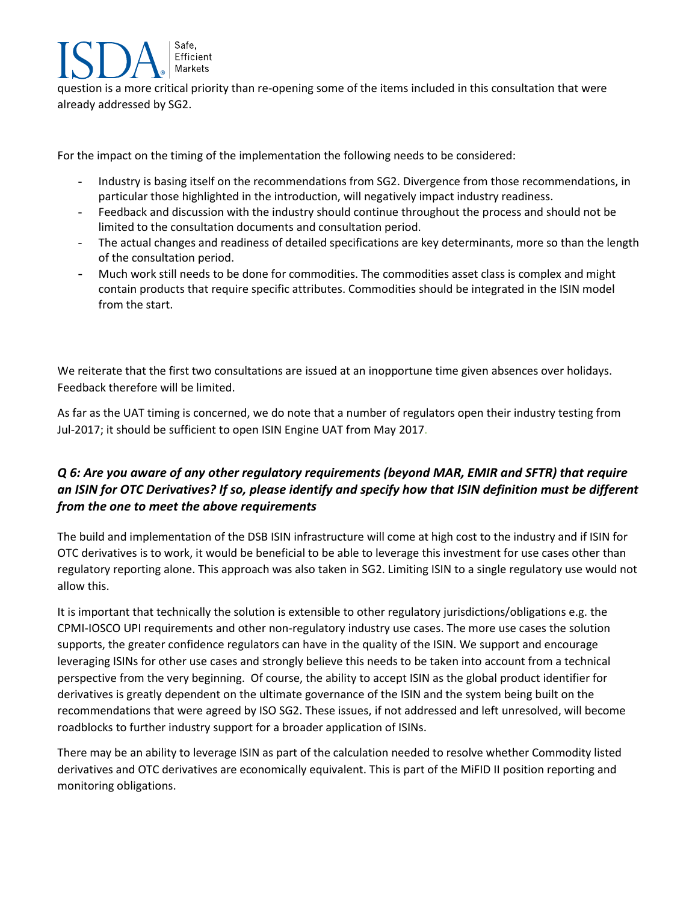question is a more critical priority than re-opening some of the items included in this consultation that were already addressed by SG2.

For the impact on the timing of the implementation the following needs to be considered:

- Industry is basing itself on the recommendations from SG2. Divergence from those recommendations, in particular those highlighted in the introduction, will negatively impact industry readiness.
- Feedback and discussion with the industry should continue throughout the process and should not be limited to the consultation documents and consultation period.
- The actual changes and readiness of detailed specifications are key determinants, more so than the length of the consultation period.
- Much work still needs to be done for commodities. The commodities asset class is complex and might contain products that require specific attributes. Commodities should be integrated in the ISIN model from the start.

We reiterate that the first two consultations are issued at an inopportune time given absences over holidays. Feedback therefore will be limited.

As far as the UAT timing is concerned, we do note that a number of regulators open their industry testing from Jul-2017; it should be sufficient to open ISIN Engine UAT from May 2017.

### *Q 6: Are you aware of any other regulatory requirements (beyond MAR, EMIR and SFTR) that require an ISIN for OTC Derivatives? If so, please identify and specify how that ISIN definition must be different from the one to meet the above requirements*

The build and implementation of the DSB ISIN infrastructure will come at high cost to the industry and if ISIN for OTC derivatives is to work, it would be beneficial to be able to leverage this investment for use cases other than regulatory reporting alone. This approach was also taken in SG2. Limiting ISIN to a single regulatory use would not allow this.

It is important that technically the solution is extensible to other regulatory jurisdictions/obligations e.g. the CPMI-IOSCO UPI requirements and other non-regulatory industry use cases. The more use cases the solution supports, the greater confidence regulators can have in the quality of the ISIN. We support and encourage leveraging ISINs for other use cases and strongly believe this needs to be taken into account from a technical perspective from the very beginning. Of course, the ability to accept ISIN as the global product identifier for derivatives is greatly dependent on the ultimate governance of the ISIN and the system being built on the recommendations that were agreed by ISO SG2. These issues, if not addressed and left unresolved, will become roadblocks to further industry support for a broader application of ISINs.

There may be an ability to leverage ISIN as part of the calculation needed to resolve whether Commodity listed derivatives and OTC derivatives are economically equivalent. This is part of the MiFID II position reporting and monitoring obligations.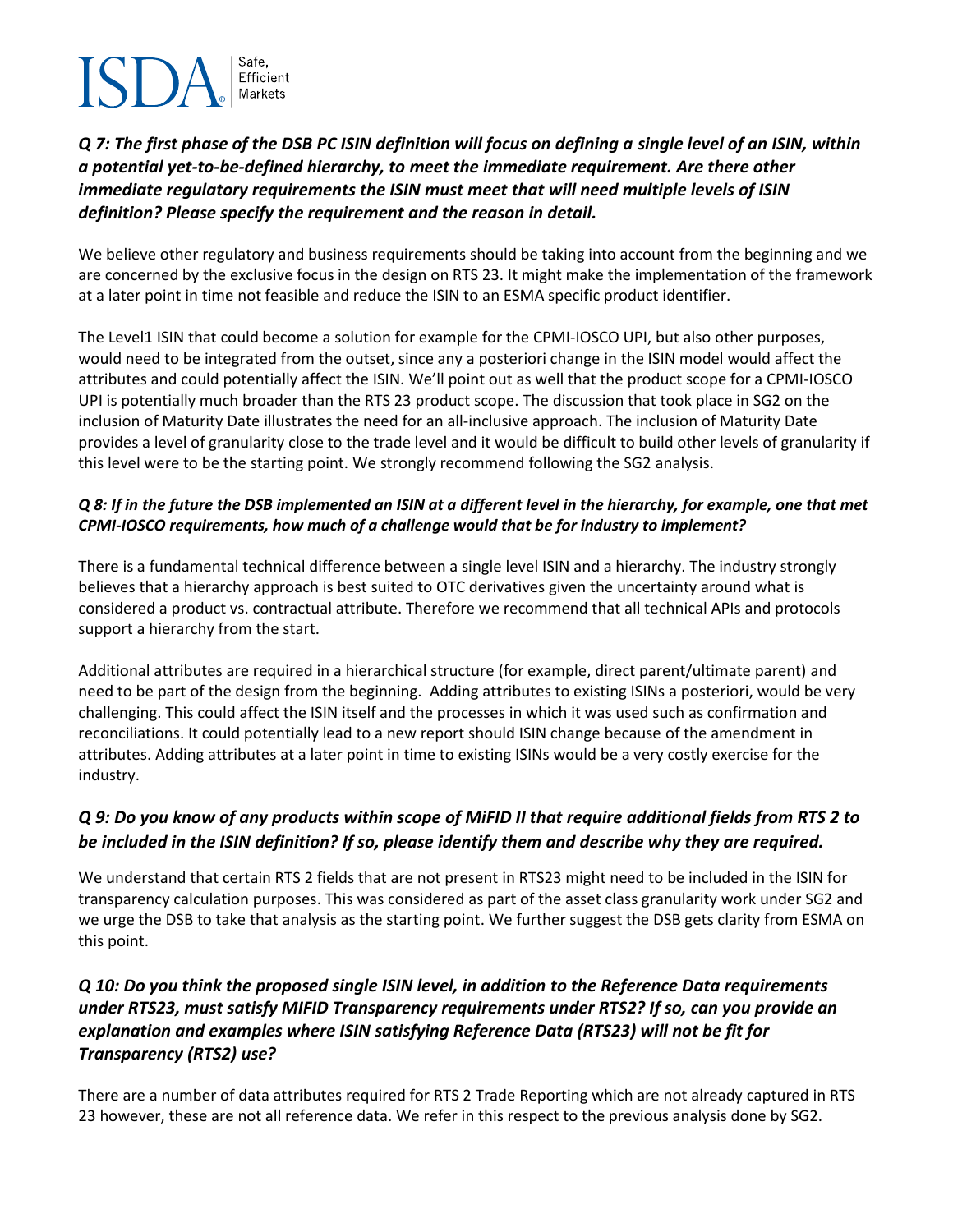***Q 7: The first phase of the DSB PC ISIN definition will focus on defining a single level of an ISIN, within a potential yet-to-be-defined hierarchy, to meet the immediate requirement. Are there other immediate regulatory requirements the ISIN must meet that will need multiple levels of ISIN definition? Please specify the requirement and the reason in detail.***

We believe other regulatory and business requirements should be taking into account from the beginning and we are concerned by the exclusive focus in the design on RTS 23. It might make the implementation of the framework at a later point in time not feasible and reduce the ISIN to an ESMA specific product identifier.

The Level1 ISIN that could become a solution for example for the CPMI-IOSCO UPI, but also other purposes, would need to be integrated from the outset, since any a posteriori change in the ISIN model would affect the attributes and could potentially affect the ISIN. We'll point out as well that the product scope for a CPMI-IOSCO UPI is potentially much broader than the RTS 23 product scope. The discussion that took place in SG2 on the inclusion of Maturity Date illustrates the need for an all-inclusive approach. The inclusion of Maturity Date provides a level of granularity close to the trade level and it would be difficult to build other levels of granularity if this level were to be the starting point. We strongly recommend following the SG2 analysis.

***Q 8: If in the future the DSB implemented an ISIN at a different level in the hierarchy, for example, one that met CPMI-IOSCO requirements, how much of a challenge would that be for industry to implement?***

There is a fundamental technical difference between a single level ISIN and a hierarchy. The industry strongly believes that a hierarchy approach is best suited to OTC derivatives given the uncertainty around what is considered a product vs. contractual attribute. Therefore we recommend that all technical APIs and protocols support a hierarchy from the start.

Additional attributes are required in a hierarchical structure (for example, direct parent/ultimate parent) and need to be part of the design from the beginning. Adding attributes to existing ISINs a posteriori, would be very challenging. This could affect the ISIN itself and the processes in which it was used such as confirmation and reconciliations. It could potentially lead to a new report should ISIN change because of the amendment in attributes. Adding attributes at a later point in time to existing ISINs would be a very costly exercise for the industry.

***Q 9: Do you know of any products within scope of MiFID II that require additional fields from RTS 2 to be included in the ISIN definition? If so, please identify them and describe why they are required.***

We understand that certain RTS 2 fields that are not present in RTS23 might need to be included in the ISIN for transparency calculation purposes. This was considered as part of the asset class granularity work under SG2 and we urge the DSB to take that analysis as the starting point. We further suggest the DSB gets clarity from ESMA on this point.

***Q 10: Do you think the proposed single ISIN level, in addition to the Reference Data requirements under RTS23, must satisfy MIFID Transparency requirements under RTS2? If so, can you provide an explanation and examples where ISIN satisfying Reference Data (RTS23) will not be fit for Transparency (RTS2) use?***

There are a number of data attributes required for RTS 2 Trade Reporting which are not already captured in RTS 23 however, these are not all reference data. We refer in this respect to the previous analysis done by SG2.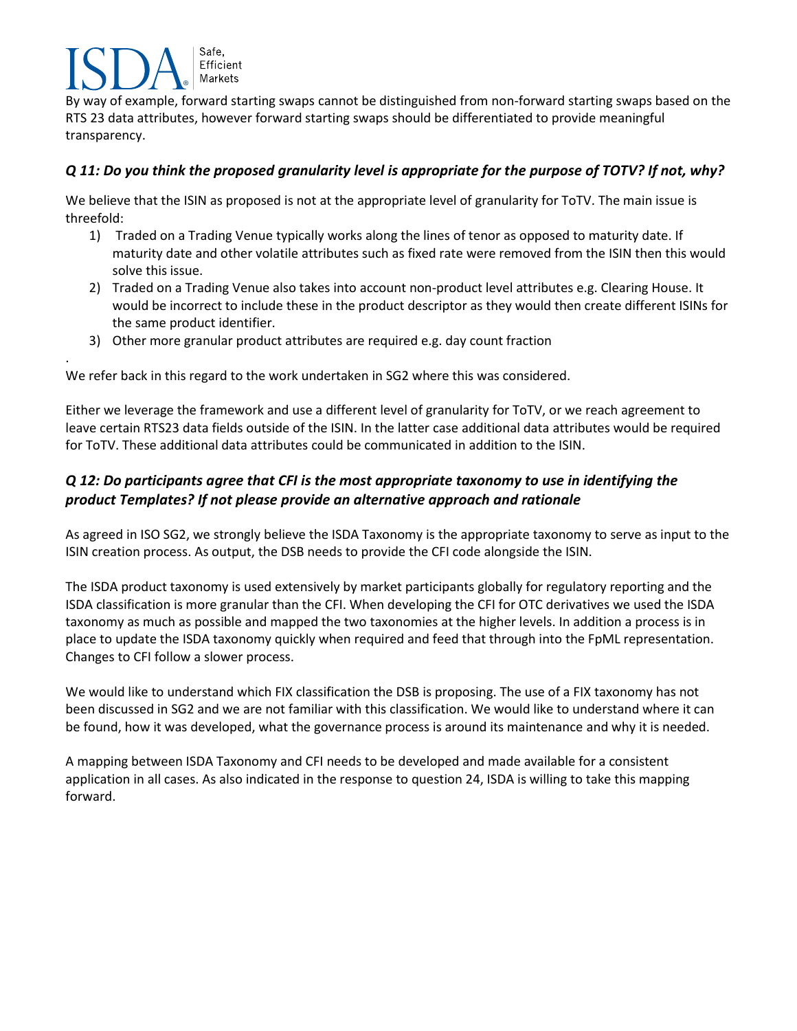By way of example, forward starting swaps cannot be distinguished from non-forward starting swaps based on the RTS 23 data attributes, however forward starting swaps should be differentiated to provide meaningful transparency.

### *Q 11: Do you think the proposed granularity level is appropriate for the purpose of TOTV? If not, why?*

We believe that the ISIN as proposed is not at the appropriate level of granularity for ToTV. The main issue is threefold:

1) Traded on a Trading Venue typically works along the lines of tenor as opposed to maturity date. If maturity date and other volatile attributes such as fixed rate were removed from the ISIN then this would solve this issue.
2) Traded on a Trading Venue also takes into account non-product level attributes e.g. Clearing House. It would be incorrect to include these in the product descriptor as they would then create different ISINs for the same product identifier.
3) Other more granular product attributes are required e.g. day count fraction

.

We refer back in this regard to the work undertaken in SG2 where this was considered.

Either we leverage the framework and use a different level of granularity for ToTV, or we reach agreement to leave certain RTS23 data fields outside of the ISIN. In the latter case additional data attributes would be required for ToTV. These additional data attributes could be communicated in addition to the ISIN.

### *Q 12: Do participants agree that CFI is the most appropriate taxonomy to use in identifying the product Templates? If not please provide an alternative approach and rationale*

As agreed in ISO SG2, we strongly believe the ISDA Taxonomy is the appropriate taxonomy to serve as input to the ISIN creation process. As output, the DSB needs to provide the CFI code alongside the ISIN.

The ISDA product taxonomy is used extensively by market participants globally for regulatory reporting and the ISDA classification is more granular than the CFI. When developing the CFI for OTC derivatives we used the ISDA taxonomy as much as possible and mapped the two taxonomies at the higher levels. In addition a process is in place to update the ISDA taxonomy quickly when required and feed that through into the FpML representation. Changes to CFI follow a slower process.

We would like to understand which FIX classification the DSB is proposing. The use of a FIX taxonomy has not been discussed in SG2 and we are not familiar with this classification. We would like to understand where it can be found, how it was developed, what the governance process is around its maintenance and why it is needed.

A mapping between ISDA Taxonomy and CFI needs to be developed and made available for a consistent application in all cases. As also indicated in the response to question 24, ISDA is willing to take this mapping forward.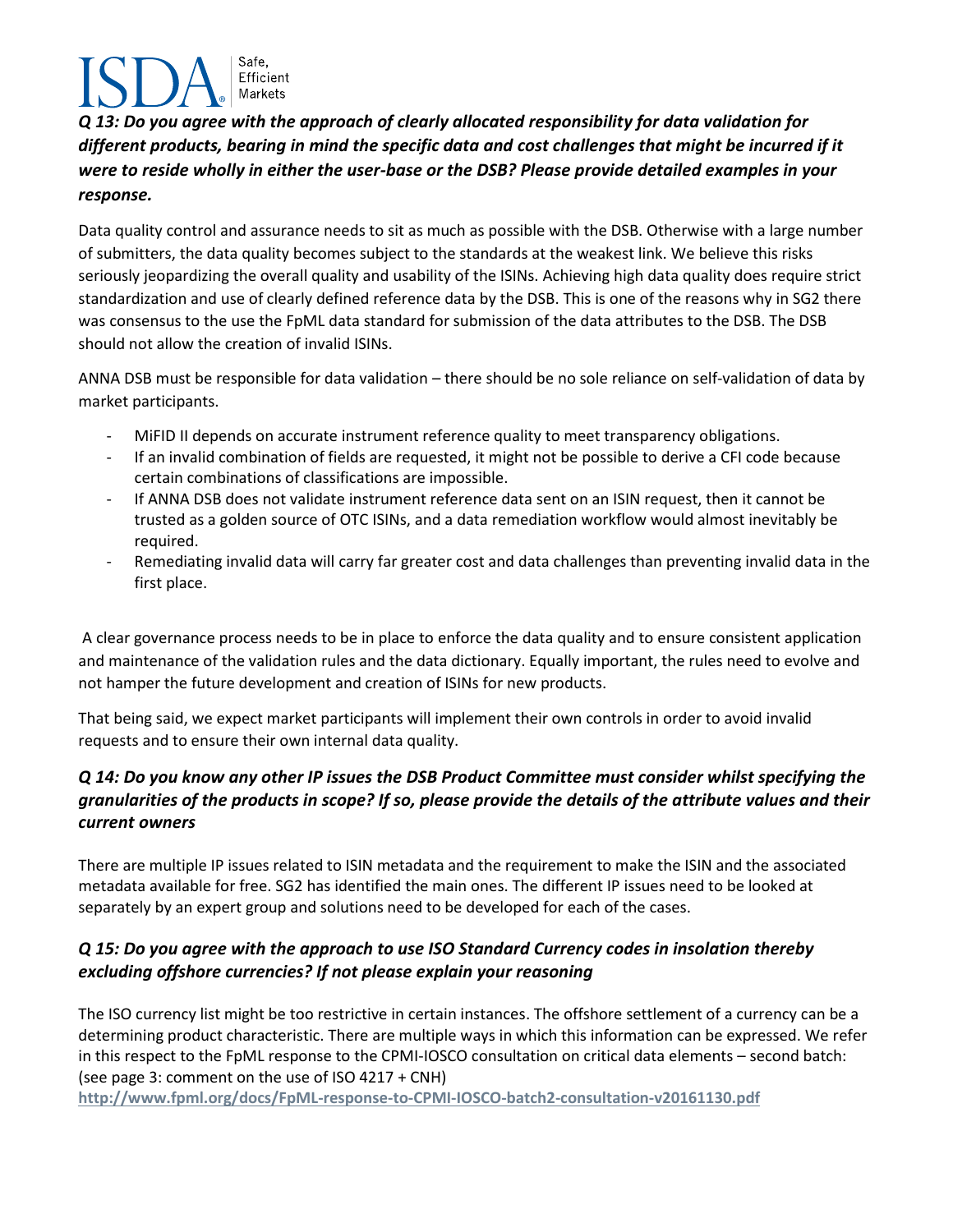***Q 13: Do you agree with the approach of clearly allocated responsibility for data validation for different products, bearing in mind the specific data and cost challenges that might be incurred if it were to reside wholly in either the user-base or the DSB? Please provide detailed examples in your response.***

Data quality control and assurance needs to sit as much as possible with the DSB. Otherwise with a large number of submitters, the data quality becomes subject to the standards at the weakest link. We believe this risks seriously jeopardizing the overall quality and usability of the ISINs. Achieving high data quality does require strict standardization and use of clearly defined reference data by the DSB. This is one of the reasons why in SG2 there was consensus to the use the FpML data standard for submission of the data attributes to the DSB. The DSB should not allow the creation of invalid ISINs.

ANNA DSB must be responsible for data validation – there should be no sole reliance on self-validation of data by market participants.

- MiFID II depends on accurate instrument reference quality to meet transparency obligations.
- If an invalid combination of fields are requested, it might not be possible to derive a CFI code because certain combinations of classifications are impossible.
- If ANNA DSB does not validate instrument reference data sent on an ISIN request, then it cannot be trusted as a golden source of OTC ISINs, and a data remediation workflow would almost inevitably be required.
- Remediating invalid data will carry far greater cost and data challenges than preventing invalid data in the first place.

A clear governance process needs to be in place to enforce the data quality and to ensure consistent application and maintenance of the validation rules and the data dictionary. Equally important, the rules need to evolve and not hamper the future development and creation of ISINs for new products.

That being said, we expect market participants will implement their own controls in order to avoid invalid requests and to ensure their own internal data quality.

***Q 14: Do you know any other IP issues the DSB Product Committee must consider whilst specifying the granularities of the products in scope? If so, please provide the details of the attribute values and their current owners***

There are multiple IP issues related to ISIN metadata and the requirement to make the ISIN and the associated metadata available for free. SG2 has identified the main ones. The different IP issues need to be looked at separately by an expert group and solutions need to be developed for each of the cases.

***Q 15: Do you agree with the approach to use ISO Standard Currency codes in insolation thereby excluding offshore currencies? If not please explain your reasoning***

The ISO currency list might be too restrictive in certain instances. The offshore settlement of a currency can be a determining product characteristic. There are multiple ways in which this information can be expressed. We refer in this respect to the FpML response to the CPMI-IOSCO consultation on critical data elements – second batch: (see page 3: comment on the use of ISO 4217 + CNH)
**http://www.fpml.org/docs/FpML-response-to-CPMI-IOSCO-batch2-consultation-v20161130.pdf**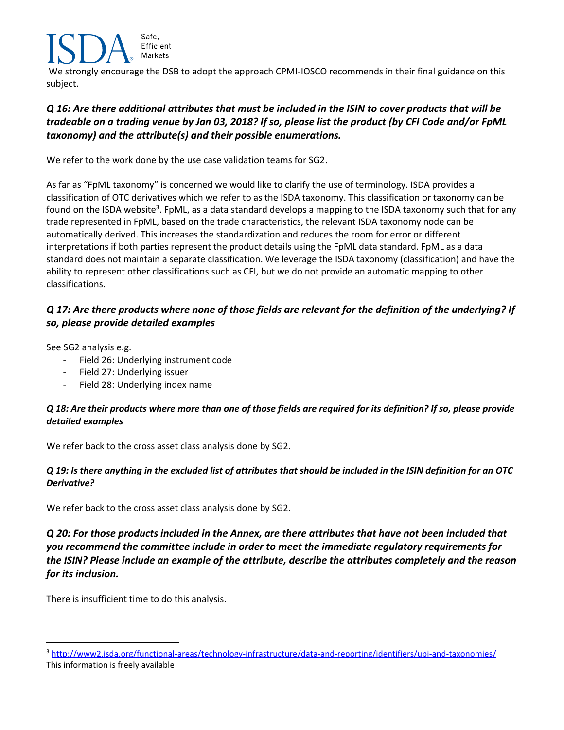We strongly encourage the DSB to adopt the approach CPMI-IOSCO recommends in their final guidance on this subject.

### *Q 16: Are there additional attributes that must be included in the ISIN to cover products that will be tradeable on a trading venue by Jan 03, 2018? If so, please list the product (by CFI Code and/or FpML taxonomy) and the attribute(s) and their possible enumerations.*

We refer to the work done by the use case validation teams for SG2.

As far as "FpML taxonomy" is concerned we would like to clarify the use of terminology. ISDA provides a classification of OTC derivatives which we refer to as the ISDA taxonomy. This classification or taxonomy can be found on the ISDA website[3]. FpML, as a data standard develops a mapping to the ISDA taxonomy such that for any trade represented in FpML, based on the trade characteristics, the relevant ISDA taxonomy node can be automatically derived. This increases the standardization and reduces the room for error or different interpretations if both parties represent the product details using the FpML data standard. FpML as a data standard does not maintain a separate classification. We leverage the ISDA taxonomy (classification) and have the ability to represent other classifications such as CFI, but we do not provide an automatic mapping to other classifications.

### *Q 17: Are there products where none of those fields are relevant for the definition of the underlying? If so, please provide detailed examples*

See SG2 analysis e.g.

- Field 26: Underlying instrument code
- Field 27: Underlying issuer
- Field 28: Underlying index name

#### *Q 18: Are their products where more than one of those fields are required for its definition? If so, please provide detailed examples*

We refer back to the cross asset class analysis done by SG2.

#### *Q 19: Is there anything in the excluded list of attributes that should be included in the ISIN definition for an OTC Derivative?*

We refer back to the cross asset class analysis done by SG2.

### *Q 20: For those products included in the Annex, are there attributes that have not been included that you recommend the committee include in order to meet the immediate regulatory requirements for the ISIN? Please include an example of the attribute, describe the attributes completely and the reason for its inclusion.*

There is insufficient time to do this analysis.

---

[3] http://www2.isda.org/functional-areas/technology-infrastructure/data-and-reporting/identifiers/upi-and-taxonomies/ This information is freely available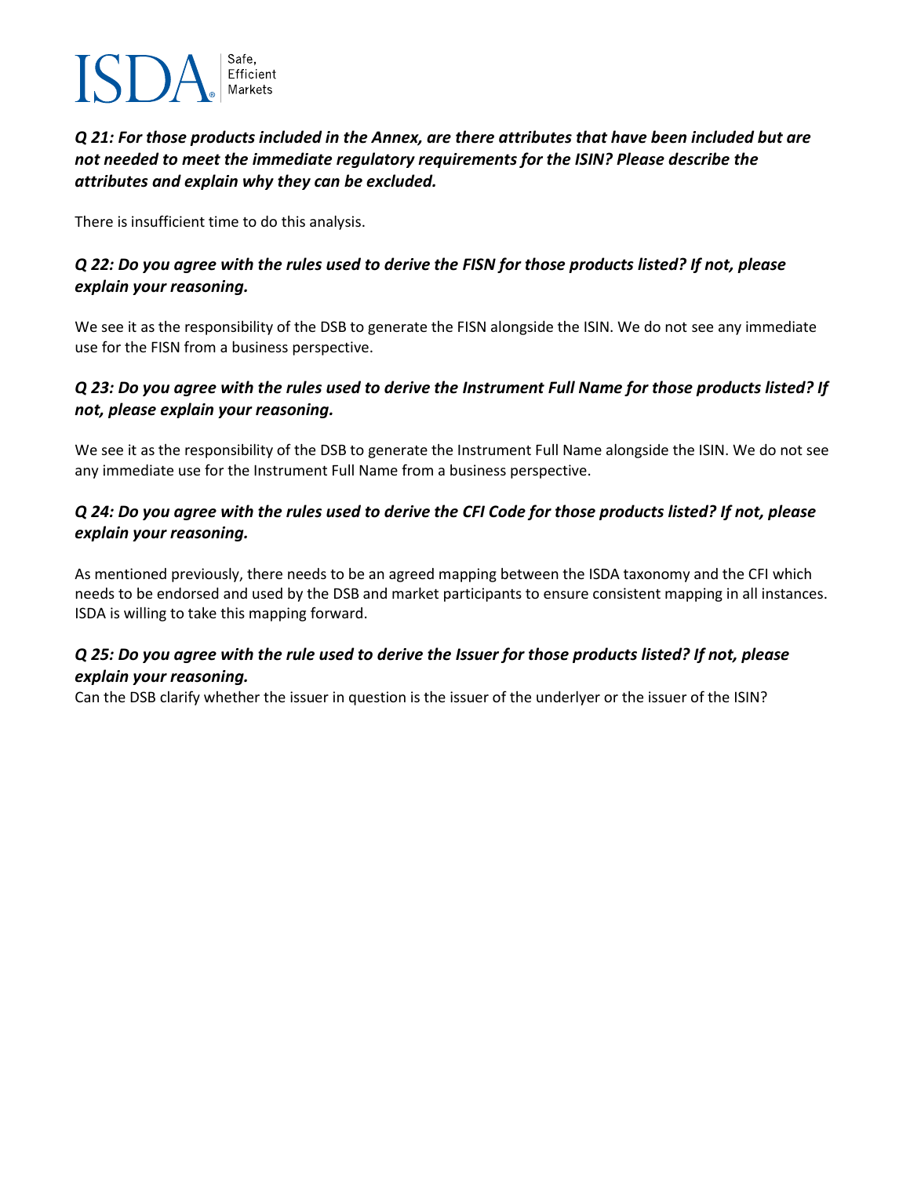***Q 21: For those products included in the Annex, are there attributes that have been included but are not needed to meet the immediate regulatory requirements for the ISIN? Please describe the attributes and explain why they can be excluded.***

There is insufficient time to do this analysis.

***Q 22: Do you agree with the rules used to derive the FISN for those products listed? If not, please explain your reasoning.***

We see it as the responsibility of the DSB to generate the FISN alongside the ISIN. We do not see any immediate use for the FISN from a business perspective.

***Q 23: Do you agree with the rules used to derive the Instrument Full Name for those products listed? If not, please explain your reasoning.***

We see it as the responsibility of the DSB to generate the Instrument Full Name alongside the ISIN. We do not see any immediate use for the Instrument Full Name from a business perspective.

***Q 24: Do you agree with the rules used to derive the CFI Code for those products listed? If not, please explain your reasoning.***

As mentioned previously, there needs to be an agreed mapping between the ISDA taxonomy and the CFI which needs to be endorsed and used by the DSB and market participants to ensure consistent mapping in all instances. ISDA is willing to take this mapping forward.

***Q 25: Do you agree with the rule used to derive the Issuer for those products listed? If not, please explain your reasoning.***

Can the DSB clarify whether the issuer in question is the issuer of the underlyer or the issuer of the ISIN?